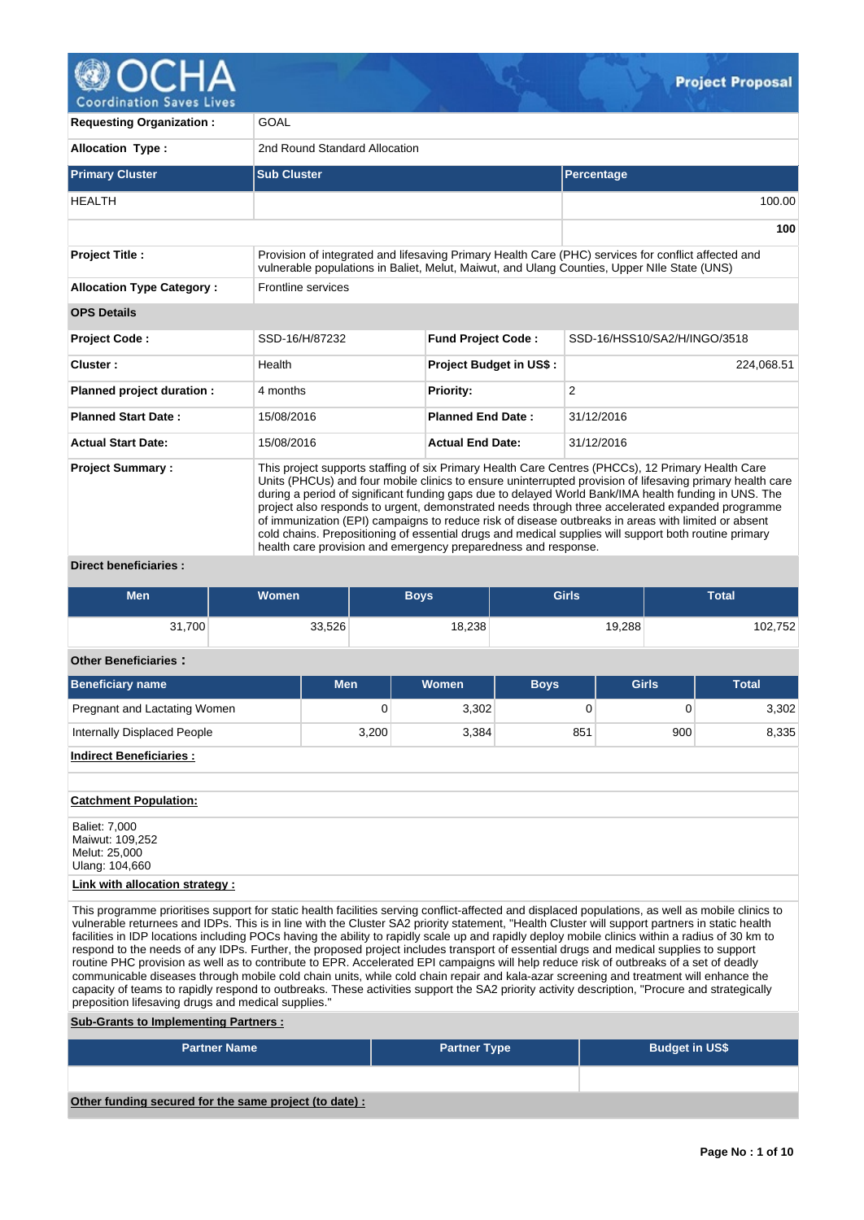# OCHA Coordination Saves Lives — Project Proposal

| | |
|---|---|
| **Requesting Organization :** | GOAL |
| **Allocation Type :** | 2nd Round Standard Allocation |

| Primary Cluster | Sub Cluster | Percentage |
|---|---|---|
| HEALTH | | 100.00 |
| | | **100** |

| | |
|---|---|
| **Project Title :** | Provision of integrated and lifesaving Primary Health Care (PHC) services for conflict affected and vulnerable populations in Baliet, Melut, Maiwut, and Ulang Counties, Upper NIle State (UNS) |
| **Allocation Type Category :** | Frontline services |

**OPS Details**

| | | | |
|---|---|---|---|
| **Project Code :** | SSD-16/H/87232 | **Fund Project Code :** | SSD-16/HSS10/SA2/H/INGO/3518 |
| **Cluster :** | Health | **Project Budget in US$ :** | 224,068.51 |
| **Planned project duration :** | 4 months | **Priority:** | 2 |
| **Planned Start Date :** | 15/08/2016 | **Planned End Date :** | 31/12/2016 |
| **Actual Start Date:** | 15/08/2016 | **Actual End Date:** | 31/12/2016 |
| **Project Summary :** | This project supports staffing of six Primary Health Care Centres (PHCCs), 12 Primary Health Care Units (PHCUs) and four mobile clinics to ensure uninterrupted provision of lifesaving primary health care during a period of significant funding gaps due to delayed World Bank/IMA health funding in UNS. The project also responds to urgent, demonstrated needs through three accelerated expanded programme of immunization (EPI) campaigns to reduce risk of disease outbreaks in areas with limited or absent cold chains. Prepositioning of essential drugs and medical supplies will support both routine primary health care provision and emergency preparedness and response. | | |

**Direct beneficiaries :**

| Men | Women | Boys | Girls | Total |
|---|---|---|---|---|
| 31,700 | 33,526 | 18,238 | 19,288 | 102,752 |

**Other Beneficiaries :**

| Beneficiary name | Men | Women | Boys | Girls | Total |
|---|---|---|---|---|---|
| Pregnant and Lactating Women | 0 | 3,302 | 0 | 0 | 3,302 |
| Internally Displaced People | 3,200 | 3,384 | 851 | 900 | 8,335 |

**Indirect Beneficiaries :**

**Catchment Population:**

Baliet: 7,000
Maiwut: 109,252
Melut: 25,000
Ulang: 104,660

**Link with allocation strategy :**

This programme prioritises support for static health facilities serving conflict-affected and displaced populations, as well as mobile clinics to vulnerable returnees and IDPs. This is in line with the Cluster SA2 priority statement, "Health Cluster will support partners in static health facilities in IDP locations including POCs having the ability to rapidly scale up and rapidly deploy mobile clinics within a radius of 30 km to respond to the needs of any IDPs. Further, the proposed project includes transport of essential drugs and medical supplies to support routine PHC provision as well as to contribute to EPR. Accelerated EPI campaigns will help reduce risk of outbreaks of a set of deadly communicable diseases through mobile cold chain units, while cold chain repair and kala-azar screening and treatment will enhance the capacity of teams to rapidly respond to outbreaks. These activities support the SA2 priority activity description, "Procure and strategically preposition lifesaving drugs and medical supplies."

**Sub-Grants to Implementing Partners :**

| Partner Name | Partner Type | Budget in US$ |
|---|---|---|
| | | |

**Other funding secured for the same project (to date) :**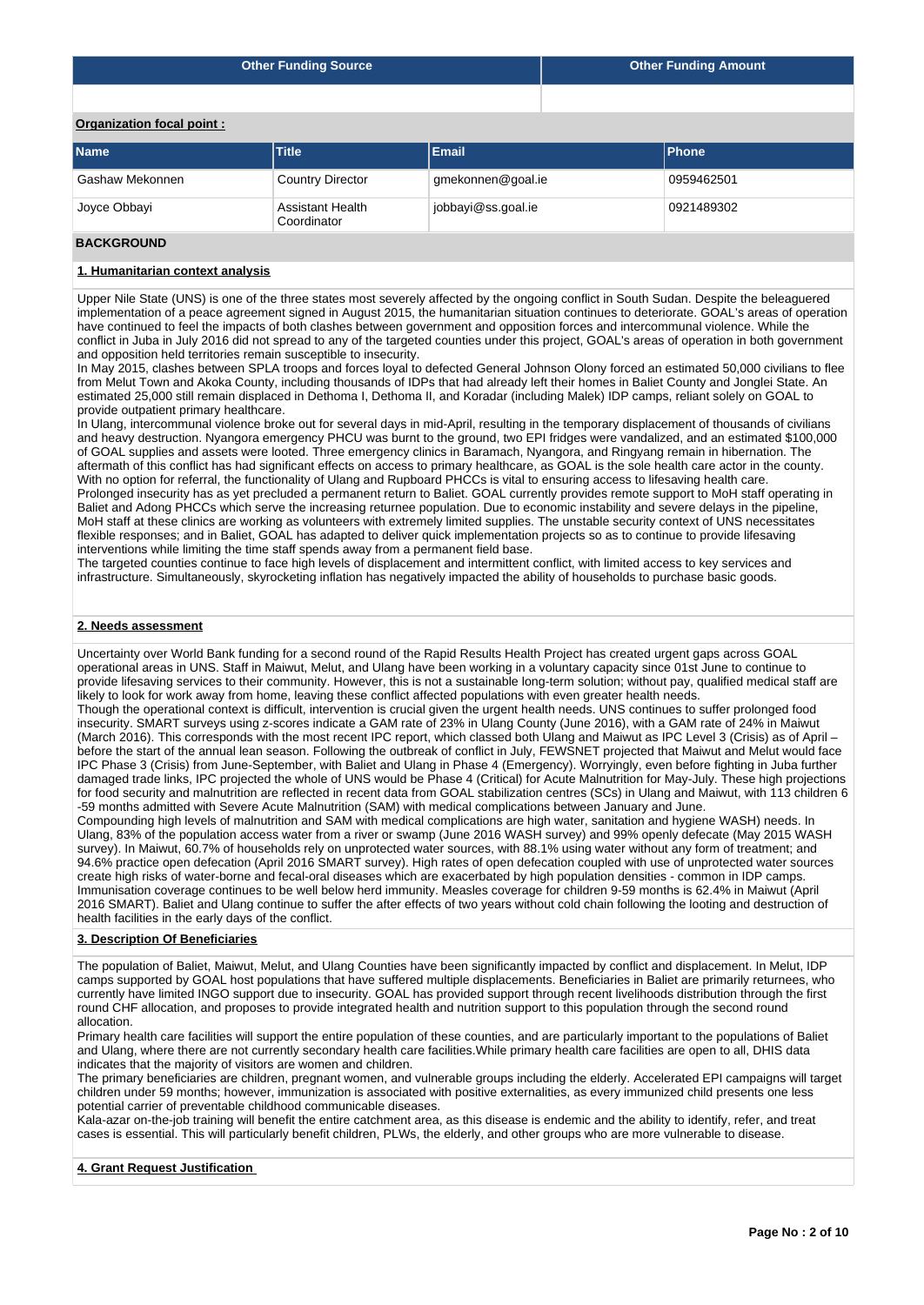| Other Funding Source | Other Funding Amount |
|---|---|
| | |

**Organization focal point :**

| Name | Title | Email | Phone |
|---|---|---|---|
| Gashaw Mekonnen | Country Director | gmekonnen@goal.ie | 0959462501 |
| Joyce Obbayi | Assistant Health Coordinator | jobbayi@ss.goal.ie | 0921489302 |

## BACKGROUND

### 1. Humanitarian context analysis

Upper Nile State (UNS) is one of the three states most severely affected by the ongoing conflict in South Sudan. Despite the beleaguered implementation of a peace agreement signed in August 2015, the humanitarian situation continues to deteriorate. GOAL's areas of operation have continued to feel the impacts of both clashes between government and opposition forces and intercommunal violence. While the conflict in Juba in July 2016 did not spread to any of the targeted counties under this project, GOAL's areas of operation in both government and opposition held territories remain susceptible to insecurity.
In May 2015, clashes between SPLA troops and forces loyal to defected General Johnson Olony forced an estimated 50,000 civilians to flee from Melut Town and Akoka County, including thousands of IDPs that had already left their homes in Baliet County and Jonglei State. An estimated 25,000 still remain displaced in Dethoma I, Dethoma II, and Koradar (including Malek) IDP camps, reliant solely on GOAL to provide outpatient primary healthcare.
In Ulang, intercommunal violence broke out for several days in mid-April, resulting in the temporary displacement of thousands of civilians and heavy destruction. Nyangora emergency PHCU was burnt to the ground, two EPI fridges were vandalized, and an estimated $100,000 of GOAL supplies and assets were looted. Three emergency clinics in Baramach, Nyangora, and Ringyang remain in hibernation. The aftermath of this conflict has had significant effects on access to primary healthcare, as GOAL is the sole health care actor in the county. With no option for referral, the functionality of Ulang and Rupboard PHCCs is vital to ensuring access to lifesaving health care.
Prolonged insecurity has as yet precluded a permanent return to Baliet. GOAL currently provides remote support to MoH staff operating in Baliet and Adong PHCCs which serve the increasing returnee population. Due to economic instability and severe delays in the pipeline, MoH staff at these clinics are working as volunteers with extremely limited supplies. The unstable security context of UNS necessitates flexible responses; and in Baliet, GOAL has adapted to deliver quick implementation projects so as to continue to provide lifesaving interventions while limiting the time staff spends away from a permanent field base.
The targeted counties continue to face high levels of displacement and intermittent conflict, with limited access to key services and infrastructure. Simultaneously, skyrocketing inflation has negatively impacted the ability of households to purchase basic goods.

### 2. Needs assessment

Uncertainty over World Bank funding for a second round of the Rapid Results Health Project has created urgent gaps across GOAL operational areas in UNS. Staff in Maiwut, Melut, and Ulang have been working in a voluntary capacity since 01st June to continue to provide lifesaving services to their community. However, this is not a sustainable long-term solution; without pay, qualified medical staff are likely to look for work away from home, leaving these conflict affected populations with even greater health needs.
Though the operational context is difficult, intervention is crucial given the urgent health needs. UNS continues to suffer prolonged food insecurity. SMART surveys using z-scores indicate a GAM rate of 23% in Ulang County (June 2016), with a GAM rate of 24% in Maiwut (March 2016). This corresponds with the most recent IPC report, which classed both Ulang and Maiwut as IPC Level 3 (Crisis) as of April – before the start of the annual lean season. Following the outbreak of conflict in July, FEWSNET projected that Maiwut and Melut would face IPC Phase 3 (Crisis) from June-September, with Baliet and Ulang in Phase 4 (Emergency). Worryingly, even before fighting in Juba further damaged trade links, IPC projected the whole of UNS would be Phase 4 (Critical) for Acute Malnutrition for May-July. These high projections for food security and malnutrition are reflected in recent data from GOAL stabilization centres (SCs) in Ulang and Maiwut, with 113 children 6 -59 months admitted with Severe Acute Malnutrition (SAM) with medical complications between January and June.
Compounding high levels of malnutrition and SAM with medical complications are high water, sanitation and hygiene WASH) needs. In Ulang, 83% of the population access water from a river or swamp (June 2016 WASH survey) and 99% openly defecate (May 2015 WASH survey). In Maiwut, 60.7% of households rely on unprotected water sources, with 88.1% using water without any form of treatment; and 94.6% practice open defecation (April 2016 SMART survey). High rates of open defecation coupled with use of unprotected water sources create high risks of water-borne and fecal-oral diseases which are exacerbated by high population densities - common in IDP camps.
Immunisation coverage continues to be well below herd immunity. Measles coverage for children 9-59 months is 62.4% in Maiwut (April 2016 SMART). Baliet and Ulang continue to suffer the after effects of two years without cold chain following the looting and destruction of health facilities in the early days of the conflict.

### 3. Description Of Beneficiaries

The population of Baliet, Maiwut, Melut, and Ulang Counties have been significantly impacted by conflict and displacement. In Melut, IDP camps supported by GOAL host populations that have suffered multiple displacements. Beneficiaries in Baliet are primarily returnees, who currently have limited INGO support due to insecurity. GOAL has provided support through recent livelihoods distribution through the first round CHF allocation, and proposes to provide integrated health and nutrition support to this population through the second round allocation.
Primary health care facilities will support the entire population of these counties, and are particularly important to the populations of Baliet and Ulang, where there are not currently secondary health care facilities.While primary health care facilities are open to all, DHIS data indicates that the majority of visitors are women and children.
The primary beneficiaries are children, pregnant women, and vulnerable groups including the elderly. Accelerated EPI campaigns will target children under 59 months; however, immunization is associated with positive externalities, as every immunized child presents one less potential carrier of preventable childhood communicable diseases.
Kala-azar on-the-job training will benefit the entire catchment area, as this disease is endemic and the ability to identify, refer, and treat cases is essential. This will particularly benefit children, PLWs, the elderly, and other groups who are more vulnerable to disease.

### 4. Grant Request Justification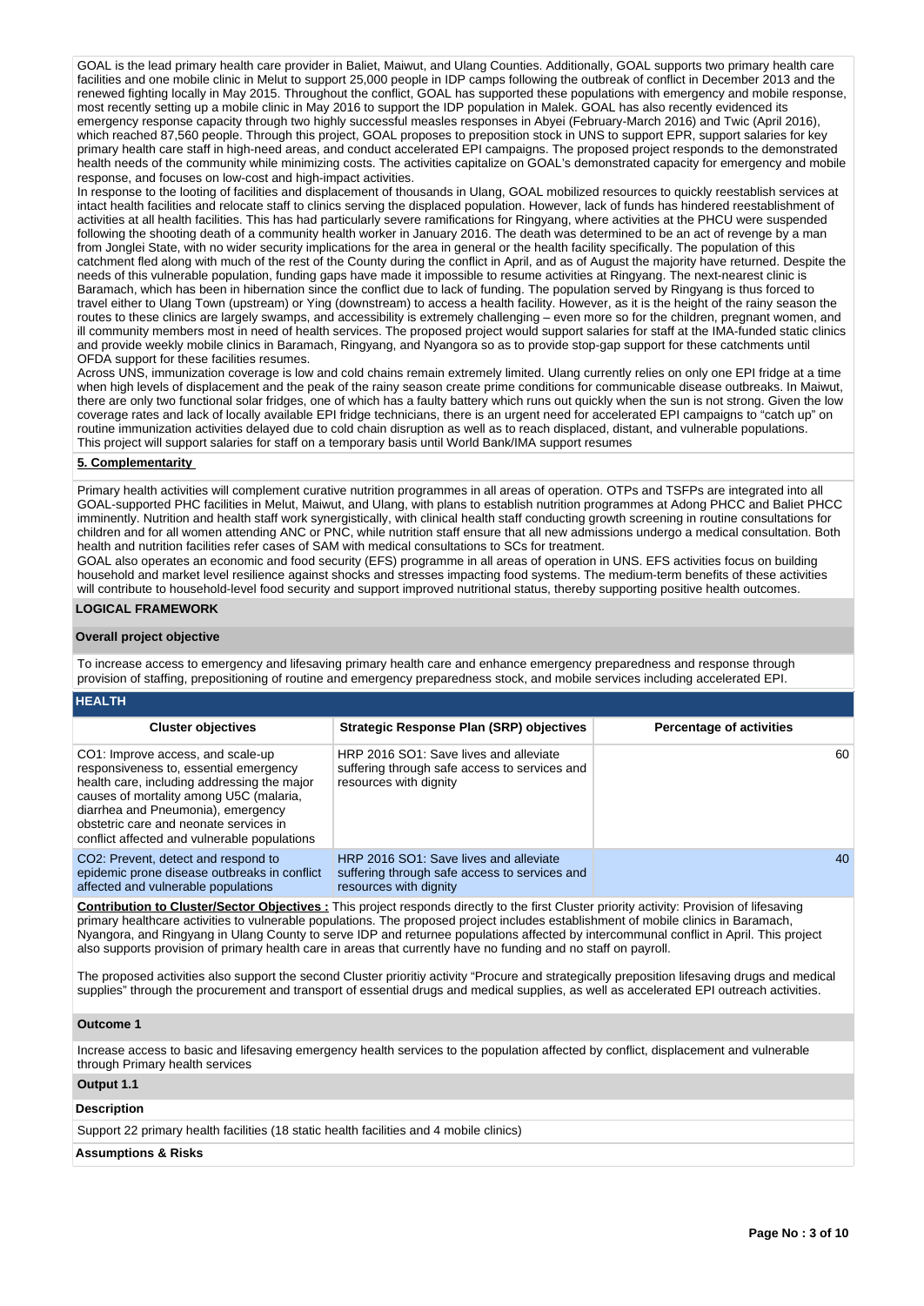GOAL is the lead primary health care provider in Baliet, Maiwut, and Ulang Counties. Additionally, GOAL supports two primary health care facilities and one mobile clinic in Melut to support 25,000 people in IDP camps following the outbreak of conflict in December 2013 and the renewed fighting locally in May 2015. Throughout the conflict, GOAL has supported these populations with emergency and mobile response, most recently setting up a mobile clinic in May 2016 to support the IDP population in Malek. GOAL has also recently evidenced its emergency response capacity through two highly successful measles responses in Abyei (February-March 2016) and Twic (April 2016), which reached 87,560 people. Through this project, GOAL proposes to preposition stock in UNS to support EPR, support salaries for key primary health care staff in high-need areas, and conduct accelerated EPI campaigns. The proposed project responds to the demonstrated health needs of the community while minimizing costs. The activities capitalize on GOAL's demonstrated capacity for emergency and mobile response, and focuses on low-cost and high-impact activities.
In response to the looting of facilities and displacement of thousands in Ulang, GOAL mobilized resources to quickly reestablish services at intact health facilities and relocate staff to clinics serving the displaced population. However, lack of funds has hindered reestablishment of activities at all health facilities. This has had particularly severe ramifications for Ringyang, where activities at the PHCU were suspended following the shooting death of a community health worker in January 2016. The death was determined to be an act of revenge by a man from Jonglei State, with no wider security implications for the area in general or the health facility specifically. The population of this catchment fled along with much of the rest of the County during the conflict in April, and as of August the majority have returned. Despite the needs of this vulnerable population, funding gaps have made it impossible to resume activities at Ringyang. The next-nearest clinic is Baramach, which has been in hibernation since the conflict due to lack of funding. The population served by Ringyang is thus forced to travel either to Ulang Town (upstream) or Ying (downstream) to access a health facility. However, as it is the height of the rainy season the routes to these clinics are largely swamps, and accessibility is extremely challenging – even more so for the children, pregnant women, and ill community members most in need of health services. The proposed project would support salaries for staff at the IMA-funded static clinics and provide weekly mobile clinics in Baramach, Ringyang, and Nyangora so as to provide stop-gap support for these catchments until OFDA support for these facilities resumes.
Across UNS, immunization coverage is low and cold chains remain extremely limited. Ulang currently relies on only one EPI fridge at a time when high levels of displacement and the peak of the rainy season create prime conditions for communicable disease outbreaks. In Maiwut, there are only two functional solar fridges, one of which has a faulty battery which runs out quickly when the sun is not strong. Given the low coverage rates and lack of locally available EPI fridge technicians, there is an urgent need for accelerated EPI campaigns to "catch up" on routine immunization activities delayed due to cold chain disruption as well as to reach displaced, distant, and vulnerable populations.
This project will support salaries for staff on a temporary basis until World Bank/IMA support resumes

**5. Complementarity**

Primary health activities will complement curative nutrition programmes in all areas of operation. OTPs and TSFPs are integrated into all GOAL-supported PHC facilities in Melut, Maiwut, and Ulang, with plans to establish nutrition programmes at Adong PHCC and Baliet PHCC imminently. Nutrition and health staff work synergistically, with clinical health staff conducting growth screening in routine consultations for children and for all women attending ANC or PNC, while nutrition staff ensure that all new admissions undergo a medical consultation. Both health and nutrition facilities refer cases of SAM with medical consultations to SCs for treatment.
GOAL also operates an economic and food security (EFS) programme in all areas of operation in UNS. EFS activities focus on building household and market level resilience against shocks and stresses impacting food systems. The medium-term benefits of these activities will contribute to household-level food security and support improved nutritional status, thereby supporting positive health outcomes.

## LOGICAL FRAMEWORK

**Overall project objective**

To increase access to emergency and lifesaving primary health care and enhance emergency preparedness and response through provision of staffing, prepositioning of routine and emergency preparedness stock, and mobile services including accelerated EPI.

**HEALTH**

| Cluster objectives | Strategic Response Plan (SRP) objectives | Percentage of activities |
|---|---|---|
| CO1: Improve access, and scale-up responsiveness to, essential emergency health care, including addressing the major causes of mortality among U5C (malaria, diarrhea and Pneumonia), emergency obstetric care and neonate services in conflict affected and vulnerable populations | HRP 2016 SO1: Save lives and alleviate suffering through safe access to services and resources with dignity | 60 |
| CO2: Prevent, detect and respond to epidemic prone disease outbreaks in conflict affected and vulnerable populations | HRP 2016 SO1: Save lives and alleviate suffering through safe access to services and resources with dignity | 40 |

**Contribution to Cluster/Sector Objectives :** This project responds directly to the first Cluster priority activity: Provision of lifesaving primary healthcare activities to vulnerable populations. The proposed project includes establishment of mobile clinics in Baramach, Nyangora, and Ringyang in Ulang County to serve IDP and returnee populations affected by intercommunal conflict in April. This project also supports provision of primary health care in areas that currently have no funding and no staff on payroll.

The proposed activities also support the second Cluster prioritiy activity "Procure and strategically preposition lifesaving drugs and medical supplies" through the procurement and transport of essential drugs and medical supplies, as well as accelerated EPI outreach activities.

**Outcome 1**

Increase access to basic and lifesaving emergency health services to the population affected by conflict, displacement and vulnerable through Primary health services

**Output 1.1**

**Description**

Support 22 primary health facilities (18 static health facilities and 4 mobile clinics)

**Assumptions & Risks**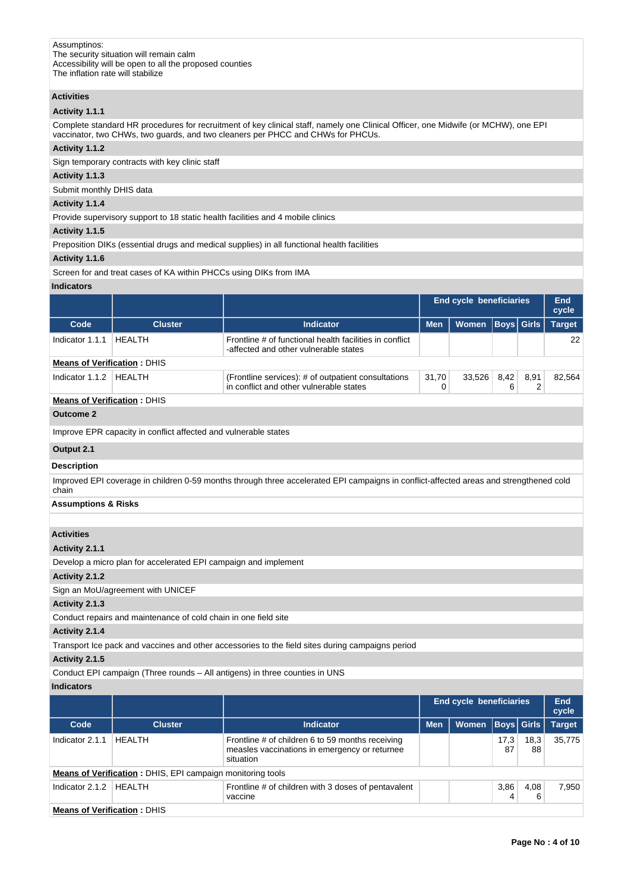Assumptinos:
The security situation will remain calm
Accessibility will be open to all the proposed counties
The inflation rate will stabilize

**Activities**

**Activity 1.1.1**

Complete standard HR procedures for recruitment of key clinical staff, namely one Clinical Officer, one Midwife (or MCHW), one EPI vaccinator, two CHWs, two guards, and two cleaners per PHCC and CHWs for PHCUs.

**Activity 1.1.2**

Sign temporary contracts with key clinic staff

**Activity 1.1.3**

Submit monthly DHIS data

**Activity 1.1.4**

Provide supervisory support to 18 static health facilities and 4 mobile clinics

**Activity 1.1.5**

Preposition DIKs (essential drugs and medical supplies) in all functional health facilities

**Activity 1.1.6**

Screen for and treat cases of KA within PHCCs using DIKs from IMA

**Indicators**

| | | | End cycle beneficiaries | | | | End cycle |
|---|---|---|---|---|---|---|---|
| **Code** | **Cluster** | **Indicator** | **Men** | **Women** | **Boys** | **Girls** | **Target** |
| Indicator 1.1.1 | HEALTH | Frontline # of functional health facilities in conflict -affected and other vulnerable states | | | | | 22 |
| **Means of Verification** : DHIS | | | | | | | |
| Indicator 1.1.2 | HEALTH | (Frontline services): # of outpatient consultations in conflict and other vulnerable states | 31,700 | 33,526 | 8,426 | 8,912 | 82,564 |
| **Means of Verification** : DHIS | | | | | | | |

**Outcome 2**

Improve EPR capacity in conflict affected and vulnerable states

**Output 2.1**

**Description**

Improved EPI coverage in children 0-59 months through three accelerated EPI campaigns in conflict-affected areas and strengthened cold chain

**Assumptions & Risks**

**Activities**

**Activity 2.1.1**

Develop a micro plan for accelerated EPI campaign and implement

**Activity 2.1.2**

Sign an MoU/agreement with UNICEF

**Activity 2.1.3**

Conduct repairs and maintenance of cold chain in one field site

**Activity 2.1.4**

Transport Ice pack and vaccines and other accessories to the field sites during campaigns period

**Activity 2.1.5**

Conduct EPI campaign (Three rounds – All antigens) in three counties in UNS

**Indicators**

| | | | End cycle beneficiaries | | | | End cycle |
|---|---|---|---|---|---|---|---|
| **Code** | **Cluster** | **Indicator** | **Men** | **Women** | **Boys** | **Girls** | **Target** |
| Indicator 2.1.1 | HEALTH | Frontline # of children 6 to 59 months receiving measles vaccinations in emergency or returnee situation | | | 17,387 | 18,388 | 35,775 |
| **Means of Verification** : DHIS, EPI campaign monitoring tools | | | | | | | |
| Indicator 2.1.2 | HEALTH | Frontline # of children with 3 doses of pentavalent vaccine | | | 3,864 | 4,086 | 7,950 |
| **Means of Verification** : DHIS | | | | | | | |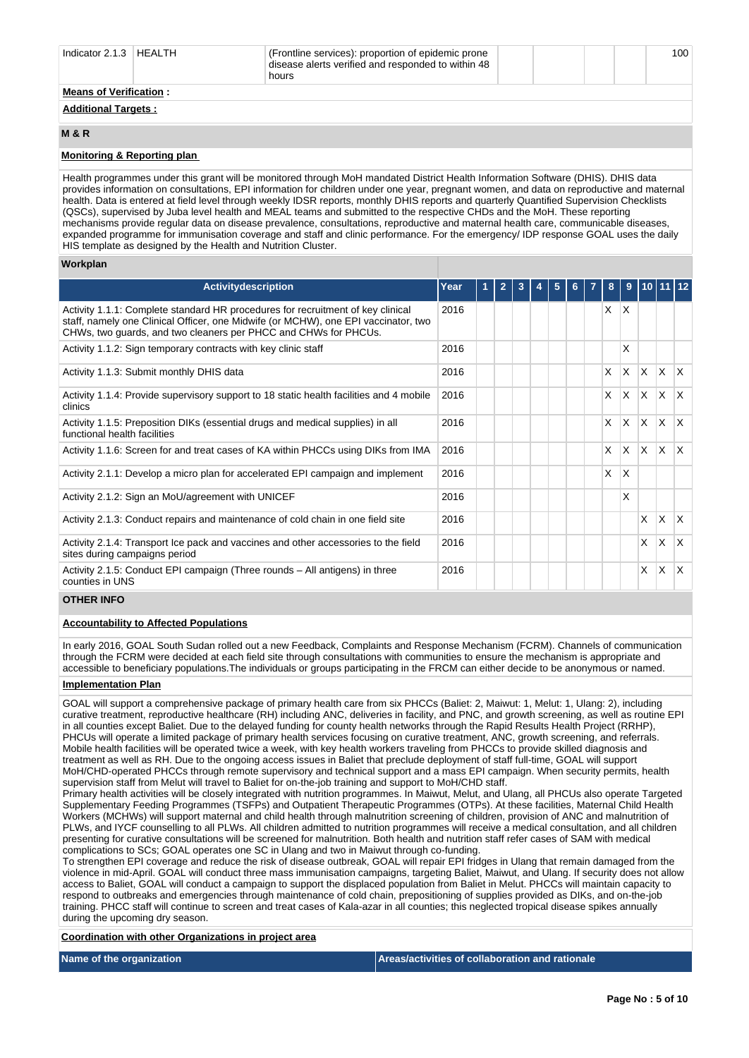| Indicator 2.1.3 | HEALTH | (Frontline services): proportion of epidemic prone disease alerts verified and responded to within 48 hours | | | | | 100 |
|---|---|---|---|---|---|---|---|

**Means of Verification :**

**Additional Targets :**

## M & R

### Monitoring & Reporting plan

Health programmes under this grant will be monitored through MoH mandated District Health Information Software (DHIS). DHIS data provides information on consultations, EPI information for children under one year, pregnant women, and data on reproductive and maternal health. Data is entered at field level through weekly IDSR reports, monthly DHIS reports and quarterly Quantified Supervision Checklists (QSCs), supervised by Juba level health and MEAL teams and submitted to the respective CHDs and the MoH. These reporting mechanisms provide regular data on disease prevalence, consultations, reproductive and maternal health care, communicable diseases, expanded programme for immunisation coverage and staff and clinic performance. For the emergency/ IDP response GOAL uses the daily HIS template as designed by the Health and Nutrition Cluster.

### Workplan

| Activitydescription | Year | 1 | 2 | 3 | 4 | 5 | 6 | 7 | 8 | 9 | 10 | 11 | 12 |
|---|---|---|---|---|---|---|---|---|---|---|---|---|---|
| Activity 1.1.1: Complete standard HR procedures for recruitment of key clinical staff, namely one Clinical Officer, one Midwife (or MCHW), one EPI vaccinator, two CHWs, two guards, and two cleaners per PHCC and CHWs for PHCUs. | 2016 | | | | | | | | X | X | | | |
| Activity 1.1.2: Sign temporary contracts with key clinic staff | 2016 | | | | | | | | | X | | | |
| Activity 1.1.3: Submit monthly DHIS data | 2016 | | | | | | | | X | X | X | X | X |
| Activity 1.1.4: Provide supervisory support to 18 static health facilities and 4 mobile clinics | 2016 | | | | | | | | X | X | X | X | X |
| Activity 1.1.5: Preposition DIKs (essential drugs and medical supplies) in all functional health facilities | 2016 | | | | | | | | X | X | X | X | X |
| Activity 1.1.6: Screen for and treat cases of KA within PHCCs using DIKs from IMA | 2016 | | | | | | | | X | X | X | X | X |
| Activity 2.1.1: Develop a micro plan for accelerated EPI campaign and implement | 2016 | | | | | | | | X | X | | | |
| Activity 2.1.2: Sign an MoU/agreement with UNICEF | 2016 | | | | | | | | | X | | | |
| Activity 2.1.3: Conduct repairs and maintenance of cold chain in one field site | 2016 | | | | | | | | | | X | X | X |
| Activity 2.1.4: Transport Ice pack and vaccines and other accessories to the field sites during campaigns period | 2016 | | | | | | | | | | X | X | X |
| Activity 2.1.5: Conduct EPI campaign (Three rounds – All antigens) in three counties in UNS | 2016 | | | | | | | | | | X | X | X |

## OTHER INFO

### Accountability to Affected Populations

In early 2016, GOAL South Sudan rolled out a new Feedback, Complaints and Response Mechanism (FCRM). Channels of communication through the FCRM were decided at each field site through consultations with communities to ensure the mechanism is appropriate and accessible to beneficiary populations.The individuals or groups participating in the FRCM can either decide to be anonymous or named.

### Implementation Plan

GOAL will support a comprehensive package of primary health care from six PHCCs (Baliet: 2, Maiwut: 1, Melut: 1, Ulang: 2), including curative treatment, reproductive healthcare (RH) including ANC, deliveries in facility, and PNC, and growth screening, as well as routine EPI in all counties except Baliet. Due to the delayed funding for county health networks through the Rapid Results Health Project (RRHP), PHCUs will operate a limited package of primary health services focusing on curative treatment, ANC, growth screening, and referrals. Mobile health facilities will be operated twice a week, with key health workers traveling from PHCCs to provide skilled diagnosis and treatment as well as RH. Due to the ongoing access issues in Baliet that preclude deployment of staff full-time, GOAL will support MoH/CHD-operated PHCCs through remote supervisory and technical support and a mass EPI campaign. When security permits, health supervision staff from Melut will travel to Baliet for on-the-job training and support to MoH/CHD staff.
Primary health activities will be closely integrated with nutrition programmes. In Maiwut, Melut, and Ulang, all PHCUs also operate Targeted Supplementary Feeding Programmes (TSFPs) and Outpatient Therapeutic Programmes (OTPs). At these facilities, Maternal Child Health Workers (MCHWs) will support maternal and child health through malnutrition screening of children, provision of ANC and malnutrition of PLWs, and IYCF counselling to all PLWs. All children admitted to nutrition programmes will receive a medical consultation, and all children presenting for curative consultations will be screened for malnutrition. Both health and nutrition staff refer cases of SAM with medical complications to SCs; GOAL operates one SC in Ulang and two in Maiwut through co-funding.
To strengthen EPI coverage and reduce the risk of disease outbreak, GOAL will repair EPI fridges in Ulang that remain damaged from the violence in mid-April. GOAL will conduct three mass immunisation campaigns, targeting Baliet, Maiwut, and Ulang. If security does not allow access to Baliet, GOAL will conduct a campaign to support the displaced population from Baliet in Melut. PHCCs will maintain capacity to respond to outbreaks and emergencies through maintenance of cold chain, prepositioning of supplies provided as DIKs, and on-the-job training. PHCC staff will continue to screen and treat cases of Kala-azar in all counties; this neglected tropical disease spikes annually during the upcoming dry season.

### Coordination with other Organizations in project area

| Name of the organization | Areas/activities of collaboration and rationale |
|---|---|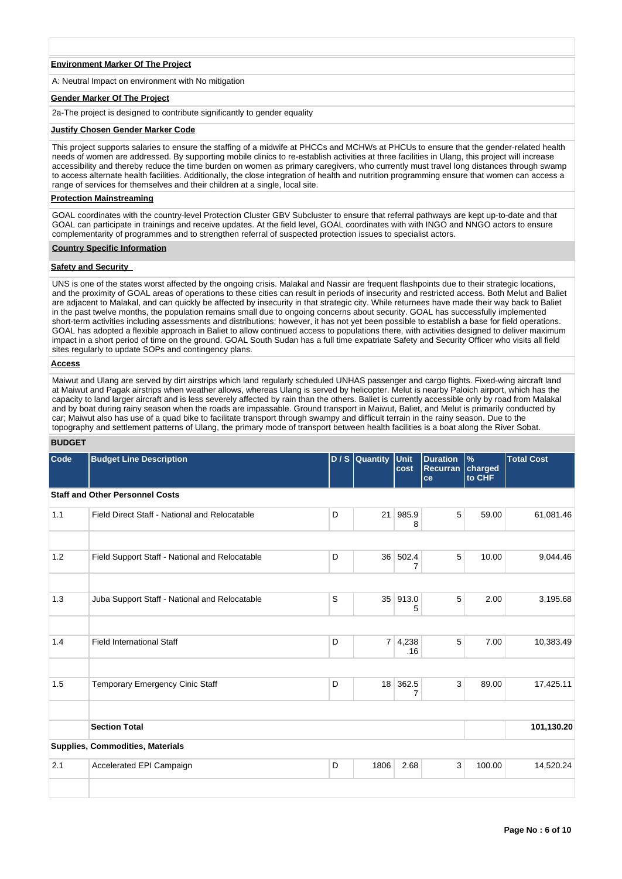### Environment Marker Of The Project

A: Neutral Impact on environment with No mitigation

### Gender Marker Of The Project

2a-The project is designed to contribute significantly to gender equality

### Justify Chosen Gender Marker Code

This project supports salaries to ensure the staffing of a midwife at PHCCs and MCHWs at PHCUs to ensure that the gender-related health needs of women are addressed. By supporting mobile clinics to re-establish activities at three facilities in Ulang, this project will increase accessibility and thereby reduce the time burden on women as primary caregivers, who currently must travel long distances through swamp to access alternate health facilities. Additionally, the close integration of health and nutrition programming ensure that women can access a range of services for themselves and their children at a single, local site.

### Protection Mainstreaming

GOAL coordinates with the country-level Protection Cluster GBV Subcluster to ensure that referral pathways are kept up-to-date and that GOAL can participate in trainings and receive updates. At the field level, GOAL coordinates with with INGO and NNGO actors to ensure complementarity of programmes and to strengthen referral of suspected protection issues to specialist actors.

### Country Specific Information

### Safety and Security

UNS is one of the states worst affected by the ongoing crisis. Malakal and Nassir are frequent flashpoints due to their strategic locations, and the proximity of GOAL areas of operations to these cities can result in periods of insecurity and restricted access. Both Melut and Baliet are adjacent to Malakal, and can quickly be affected by insecurity in that strategic city. While returnees have made their way back to Baliet in the past twelve months, the population remains small due to ongoing concerns about security. GOAL has successfully implemented short-term activities including assessments and distributions; however, it has not yet been possible to establish a base for field operations. GOAL has adopted a flexible approach in Baliet to allow continued access to populations there, with activities designed to deliver maximum impact in a short period of time on the ground. GOAL South Sudan has a full time expatriate Safety and Security Officer who visits all field sites regularly to update SOPs and contingency plans.

### Access

Maiwut and Ulang are served by dirt airstrips which land regularly scheduled UNHAS passenger and cargo flights. Fixed-wing aircraft land at Maiwut and Pagak airstrips when weather allows, whereas Ulang is served by helicopter. Melut is nearby Paloich airport, which has the capacity to land larger aircraft and is less severely affected by rain than the others. Baliet is currently accessible only by road from Malakal and by boat during rainy season when the roads are impassable. Ground transport in Maiwut, Baliet, and Melut is primarily conducted by car; Maiwut also has use of a quad bike to facilitate transport through swampy and difficult terrain in the rainy season. Due to the topography and settlement patterns of Ulang, the primary mode of transport between health facilities is a boat along the River Sobat.

## BUDGET

| Code | Budget Line Description | D / S | Quantity | Unit cost | Duration Recurrance | % charged to CHF | Total Cost |
|---|---|---|---|---|---|---|---|
| **Staff and Other Personnel Costs** | | | | | | | |
| 1.1 | Field Direct Staff - National and Relocatable | D | 21 | 985.98 | 5 | 59.00 | 61,081.46 |
| | | | | | | | |
| 1.2 | Field Support Staff - National and Relocatable | D | 36 | 502.47 | 5 | 10.00 | 9,044.46 |
| | | | | | | | |
| 1.3 | Juba Support Staff - National and Relocatable | S | 35 | 913.05 | 5 | 2.00 | 3,195.68 |
| | | | | | | | |
| 1.4 | Field International Staff | D | 7 | 4,238.16 | 5 | 7.00 | 10,383.49 |
| | | | | | | | |
| 1.5 | Temporary Emergency Cinic Staff | D | 18 | 362.57 | 3 | 89.00 | 17,425.11 |
| | | | | | | | |
| | **Section Total** | | | | | | **101,130.20** |
| **Supplies, Commodities, Materials** | | | | | | | |
| 2.1 | Accelerated EPI Campaign | D | 1806 | 2.68 | 3 | 100.00 | 14,520.24 |
| | | | | | | | |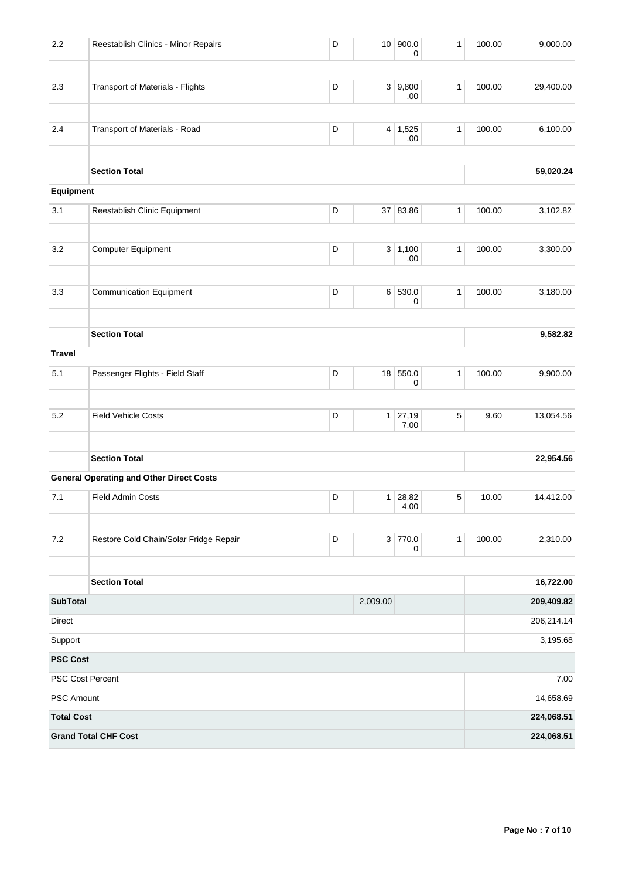| | | | | | | | |
|---|---|---|---|---|---|---|---|
| 2.2 | Reestablish Clinics - Minor Repairs | D | 10 | 900.00 | 1 | 100.00 | 9,000.00 |
| | | | | | | | |
| 2.3 | Transport of Materials - Flights | D | 3 | 9,800.00 | 1 | 100.00 | 29,400.00 |
| | | | | | | | |
| 2.4 | Transport of Materials - Road | D | 4 | 1,525.00 | 1 | 100.00 | 6,100.00 |
| | | | | | | | |
| | **Section Total** | | | | | | **59,020.24** |
| **Equipment** | | | | | | | |
| 3.1 | Reestablish Clinic Equipment | D | 37 | 83.86 | 1 | 100.00 | 3,102.82 |
| | | | | | | | |
| 3.2 | Computer Equipment | D | 3 | 1,100.00 | 1 | 100.00 | 3,300.00 |
| | | | | | | | |
| 3.3 | Communication Equipment | D | 6 | 530.00 | 1 | 100.00 | 3,180.00 |
| | | | | | | | |
| | **Section Total** | | | | | | **9,582.82** |
| **Travel** | | | | | | | |
| 5.1 | Passenger Flights - Field Staff | D | 18 | 550.00 | 1 | 100.00 | 9,900.00 |
| | | | | | | | |
| 5.2 | Field Vehicle Costs | D | 1 | 27,197.00 | 5 | 9.60 | 13,054.56 |
| | | | | | | | |
| | **Section Total** | | | | | | **22,954.56** |
| **General Operating and Other Direct Costs** | | | | | | | |
| 7.1 | Field Admin Costs | D | 1 | 28,824.00 | 5 | 10.00 | 14,412.00 |
| | | | | | | | |
| 7.2 | Restore Cold Chain/Solar Fridge Repair | D | 3 | 770.00 | 1 | 100.00 | 2,310.00 |
| | | | | | | | |
| | **Section Total** | | | | | | **16,722.00** |
| **SubTotal** | | | 2,009.00 | | | | **209,409.82** |
| Direct | | | | | | | 206,214.14 |
| Support | | | | | | | 3,195.68 |
| **PSC Cost** | | | | | | | |
| PSC Cost Percent | | | | | | | 7.00 |
| PSC Amount | | | | | | | 14,658.69 |
| **Total Cost** | | | | | | | **224,068.51** |
| **Grand Total CHF Cost** | | | | | | | **224,068.51** |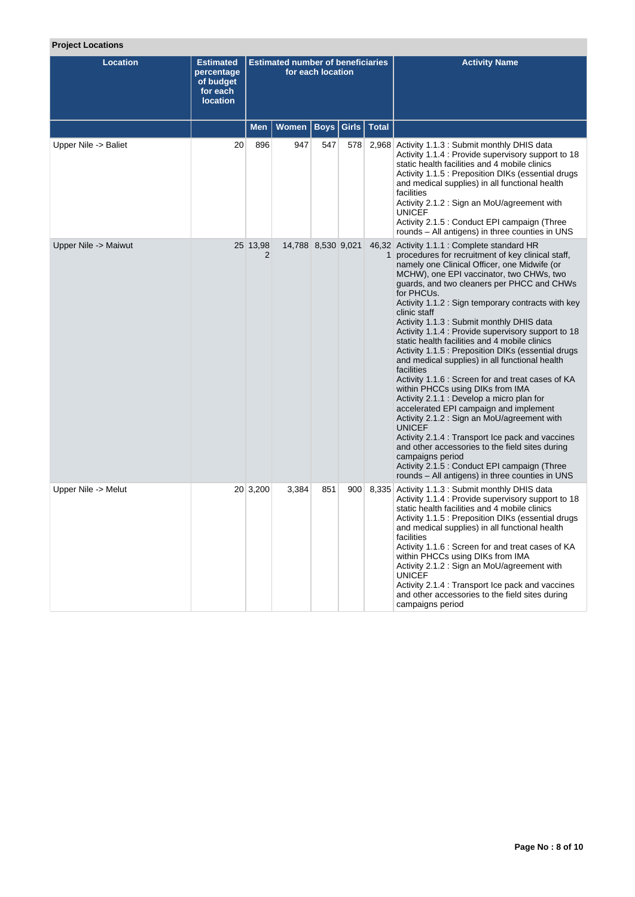**Project Locations**

| Location | Estimated percentage of budget for each location | Estimated number of beneficiaries for each location | | | | | Activity Name |
|---|---|---|---|---|---|---|---|
| | | Men | Women | Boys | Girls | Total | |
| Upper Nile -> Baliet | 20 | 896 | 947 | 547 | 578 | 2,968 | Activity 1.1.3 : Submit monthly DHIS data<br>Activity 1.1.4 : Provide supervisory support to 18 static health facilities and 4 mobile clinics<br>Activity 1.1.5 : Preposition DIKs (essential drugs and medical supplies) in all functional health facilities<br>Activity 2.1.2 : Sign an MoU/agreement with UNICEF<br>Activity 2.1.5 : Conduct EPI campaign (Three rounds – All antigens) in three counties in UNS |
| Upper Nile -> Maiwut | 25 | 13,982 | 14,788 | 8,530 | 9,021 | 46,321 | Activity 1.1.1 : Complete standard HR procedures for recruitment of key clinical staff, namely one Clinical Officer, one Midwife (or MCHW), one EPI vaccinator, two CHWs, two guards, and two cleaners per PHCC and CHWs for PHCUs.<br>Activity 1.1.2 : Sign temporary contracts with key clinic staff<br>Activity 1.1.3 : Submit monthly DHIS data<br>Activity 1.1.4 : Provide supervisory support to 18 static health facilities and 4 mobile clinics<br>Activity 1.1.5 : Preposition DIKs (essential drugs and medical supplies) in all functional health facilities<br>Activity 1.1.6 : Screen for and treat cases of KA within PHCCs using DIKs from IMA<br>Activity 2.1.1 : Develop a micro plan for accelerated EPI campaign and implement<br>Activity 2.1.2 : Sign an MoU/agreement with UNICEF<br>Activity 2.1.4 : Transport Ice pack and vaccines and other accessories to the field sites during campaigns period<br>Activity 2.1.5 : Conduct EPI campaign (Three rounds – All antigens) in three counties in UNS |
| Upper Nile -> Melut | 20 | 3,200 | 3,384 | 851 | 900 | 8,335 | Activity 1.1.3 : Submit monthly DHIS data<br>Activity 1.1.4 : Provide supervisory support to 18 static health facilities and 4 mobile clinics<br>Activity 1.1.5 : Preposition DIKs (essential drugs and medical supplies) in all functional health facilities<br>Activity 1.1.6 : Screen for and treat cases of KA within PHCCs using DIKs from IMA<br>Activity 2.1.2 : Sign an MoU/agreement with UNICEF<br>Activity 2.1.4 : Transport Ice pack and vaccines and other accessories to the field sites during campaigns period |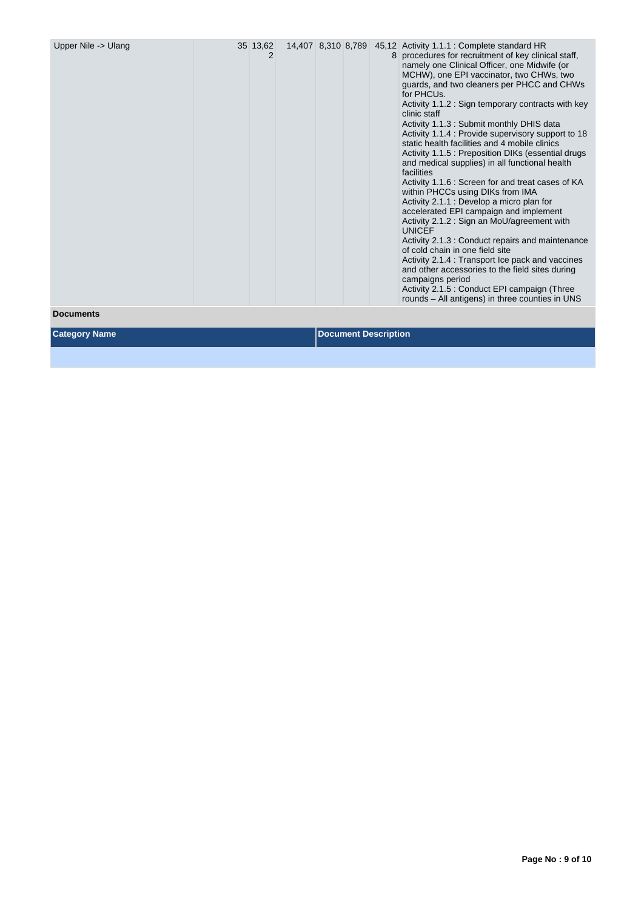| | | | | | | | |
|---|---|---|---|---|---|---|---|
| Upper Nile -> Ulang | | 35 | 13,622 | 14,407 | 8,310 | 8,789 | 45,128 | Activity 1.1.1 : Complete standard HR procedures for recruitment of key clinical staff, namely one Clinical Officer, one Midwife (or MCHW), one EPI vaccinator, two CHWs, two guards, and two cleaners per PHCC and CHWs for PHCUs.<br>Activity 1.1.2 : Sign temporary contracts with key clinic staff<br>Activity 1.1.3 : Submit monthly DHIS data<br>Activity 1.1.4 : Provide supervisory support to 18 static health facilities and 4 mobile clinics<br>Activity 1.1.5 : Preposition DIKs (essential drugs and medical supplies) in all functional health facilities<br>Activity 1.1.6 : Screen for and treat cases of KA within PHCCs using DIKs from IMA<br>Activity 2.1.1 : Develop a micro plan for accelerated EPI campaign and implement<br>Activity 2.1.2 : Sign an MoU/agreement with UNICEF<br>Activity 2.1.3 : Conduct repairs and maintenance of cold chain in one field site<br>Activity 2.1.4 : Transport Ice pack and vaccines and other accessories to the field sites during campaigns period<br>Activity 2.1.5 : Conduct EPI campaign (Three rounds – All antigens) in three counties in UNS |

**Documents**

| Category Name | Document Description |
|---|---|
| | |